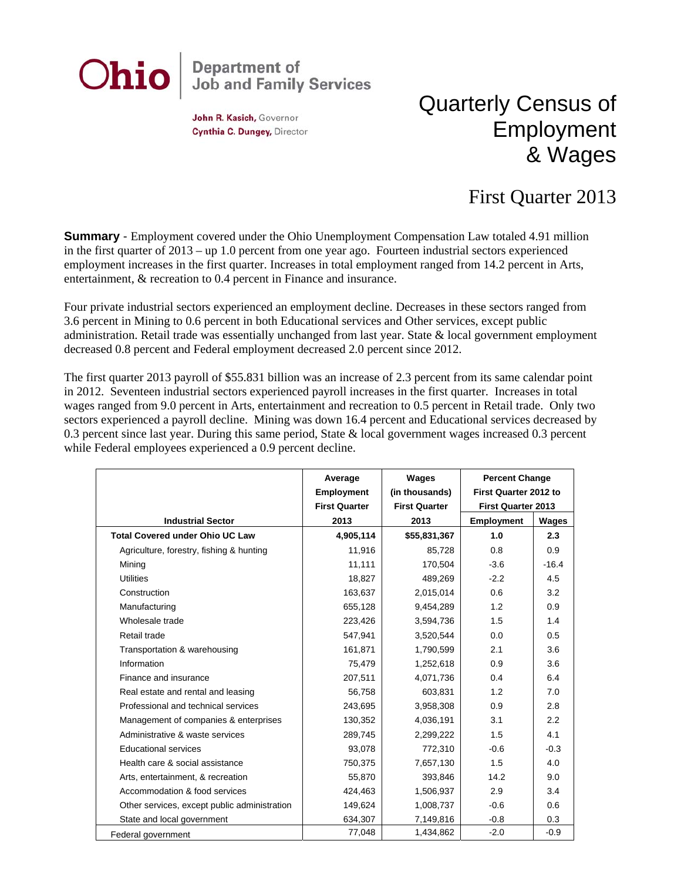**Ohio** | Department of Job and Family Services

**John R. Kasich,** Governor
**Cynthia C. Dungey,** Director

# Quarterly Census of Employment & Wages

## First Quarter 2013

**Summary** - Employment covered under the Ohio Unemployment Compensation Law totaled 4.91 million in the first quarter of 2013 – up 1.0 percent from one year ago. Fourteen industrial sectors experienced employment increases in the first quarter. Increases in total employment ranged from 14.2 percent in Arts, entertainment, & recreation to 0.4 percent in Finance and insurance.

Four private industrial sectors experienced an employment decline. Decreases in these sectors ranged from 3.6 percent in Mining to 0.6 percent in both Educational services and Other services, except public administration. Retail trade was essentially unchanged from last year. State & local government employment decreased 0.8 percent and Federal employment decreased 2.0 percent since 2012.

The first quarter 2013 payroll of $55.831 billion was an increase of 2.3 percent from its same calendar point in 2012. Seventeen industrial sectors experienced payroll increases in the first quarter. Increases in total wages ranged from 9.0 percent in Arts, entertainment and recreation to 0.5 percent in Retail trade. Only two sectors experienced a payroll decline. Mining was down 16.4 percent and Educational services decreased by 0.3 percent since last year. During this same period, State & local government wages increased 0.3 percent while Federal employees experienced a 0.9 percent decline.

| Industrial Sector | Average Employment First Quarter 2013 | Wages (in thousands) First Quarter 2013 | Percent Change First Quarter 2012 to First Quarter 2013 | |
|---|---|---|---|---|
| | | | Employment | Wages |
| **Total Covered under Ohio UC Law** | **4,905,114** | **$55,831,367** | **1.0** | **2.3** |
| Agriculture, forestry, fishing & hunting | 11,916 | 85,728 | 0.8 | 0.9 |
| Mining | 11,111 | 170,504 | -3.6 | -16.4 |
| Utilities | 18,827 | 489,269 | -2.2 | 4.5 |
| Construction | 163,637 | 2,015,014 | 0.6 | 3.2 |
| Manufacturing | 655,128 | 9,454,289 | 1.2 | 0.9 |
| Wholesale trade | 223,426 | 3,594,736 | 1.5 | 1.4 |
| Retail trade | 547,941 | 3,520,544 | 0.0 | 0.5 |
| Transportation & warehousing | 161,871 | 1,790,599 | 2.1 | 3.6 |
| Information | 75,479 | 1,252,618 | 0.9 | 3.6 |
| Finance and insurance | 207,511 | 4,071,736 | 0.4 | 6.4 |
| Real estate and rental and leasing | 56,758 | 603,831 | 1.2 | 7.0 |
| Professional and technical services | 243,695 | 3,958,308 | 0.9 | 2.8 |
| Management of companies & enterprises | 130,352 | 4,036,191 | 3.1 | 2.2 |
| Administrative & waste services | 289,745 | 2,299,222 | 1.5 | 4.1 |
| Educational services | 93,078 | 772,310 | -0.6 | -0.3 |
| Health care & social assistance | 750,375 | 7,657,130 | 1.5 | 4.0 |
| Arts, entertainment, & recreation | 55,870 | 393,846 | 14.2 | 9.0 |
| Accommodation & food services | 424,463 | 1,506,937 | 2.9 | 3.4 |
| Other services, except public administration | 149,624 | 1,008,737 | -0.6 | 0.6 |
| State and local government | 634,307 | 7,149,816 | -0.8 | 0.3 |
| Federal government | 77,048 | 1,434,862 | -2.0 | -0.9 |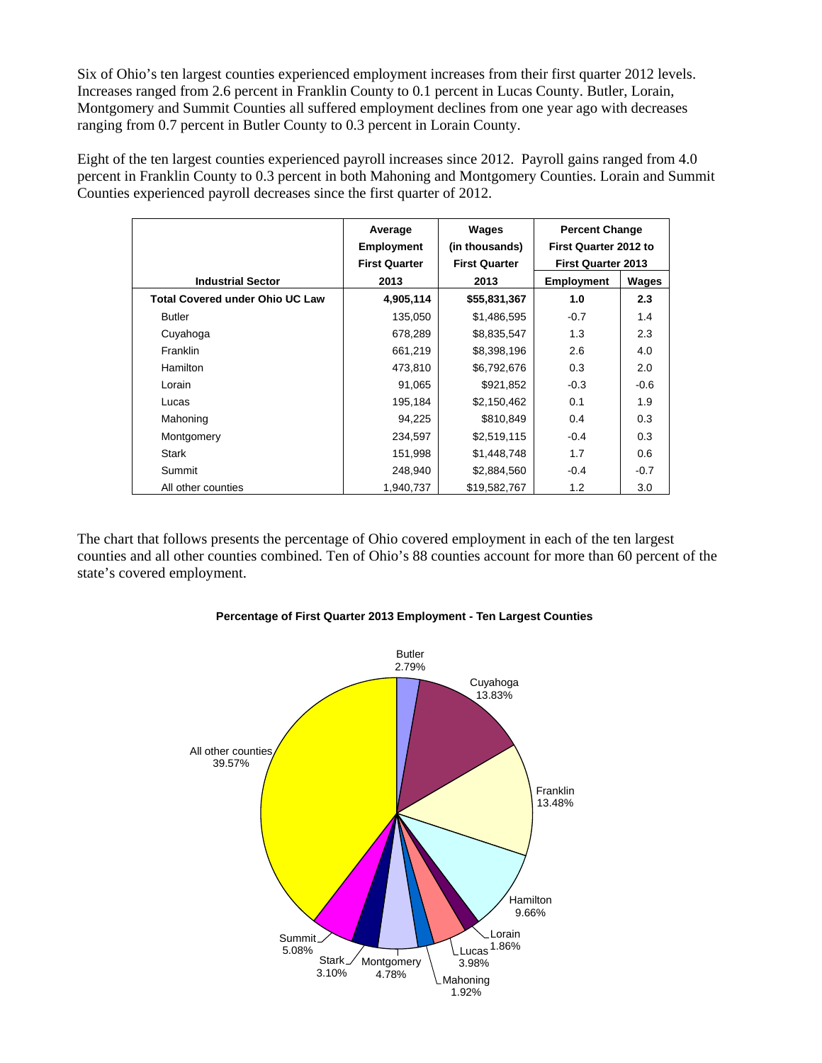Six of Ohio's ten largest counties experienced employment increases from their first quarter 2012 levels. Increases ranged from 2.6 percent in Franklin County to 0.1 percent in Lucas County. Butler, Lorain, Montgomery and Summit Counties all suffered employment declines from one year ago with decreases ranging from 0.7 percent in Butler County to 0.3 percent in Lorain County.

Eight of the ten largest counties experienced payroll increases since 2012. Payroll gains ranged from 4.0 percent in Franklin County to 0.3 percent in both Mahoning and Montgomery Counties. Lorain and Summit Counties experienced payroll decreases since the first quarter of 2012.

| Industrial Sector | Average Employment First Quarter 2013 | Wages (in thousands) First Quarter 2013 | Percent Change First Quarter 2012 to First Quarter 2013 | |
|---|---|---|---|---|
| | | | Employment | Wages |
| **Total Covered under Ohio UC Law** | **4,905,114** | **$55,831,367** | **1.0** | **2.3** |
| Butler | 135,050 | $1,486,595 | -0.7 | 1.4 |
| Cuyahoga | 678,289 | $8,835,547 | 1.3 | 2.3 |
| Franklin | 661,219 | $8,398,196 | 2.6 | 4.0 |
| Hamilton | 473,810 | $6,792,676 | 0.3 | 2.0 |
| Lorain | 91,065 | $921,852 | -0.3 | -0.6 |
| Lucas | 195,184 | $2,150,462 | 0.1 | 1.9 |
| Mahoning | 94,225 | $810,849 | 0.4 | 0.3 |
| Montgomery | 234,597 | $2,519,115 | -0.4 | 0.3 |
| Stark | 151,998 | $1,448,748 | 1.7 | 0.6 |
| Summit | 248,940 | $2,884,560 | -0.4 | -0.7 |
| All other counties | 1,940,737 | $19,582,767 | 1.2 | 3.0 |

The chart that follows presents the percentage of Ohio covered employment in each of the ten largest counties and all other counties combined. Ten of Ohio's 88 counties account for more than 60 percent of the state's covered employment.

**Percentage of First Quarter 2013 Employment - Ten Largest Counties**

| County | Percentage |
|---|---|
| Butler | 2.79% |
| Cuyahoga | 13.83% |
| Franklin | 13.48% |
| Hamilton | 9.66% |
| Lorain | 1.86% |
| Lucas | 3.98% |
| Mahoning | 1.92% |
| Montgomery | 4.78% |
| Stark | 3.10% |
| Summit | 5.08% |
| All other counties | 39.57% |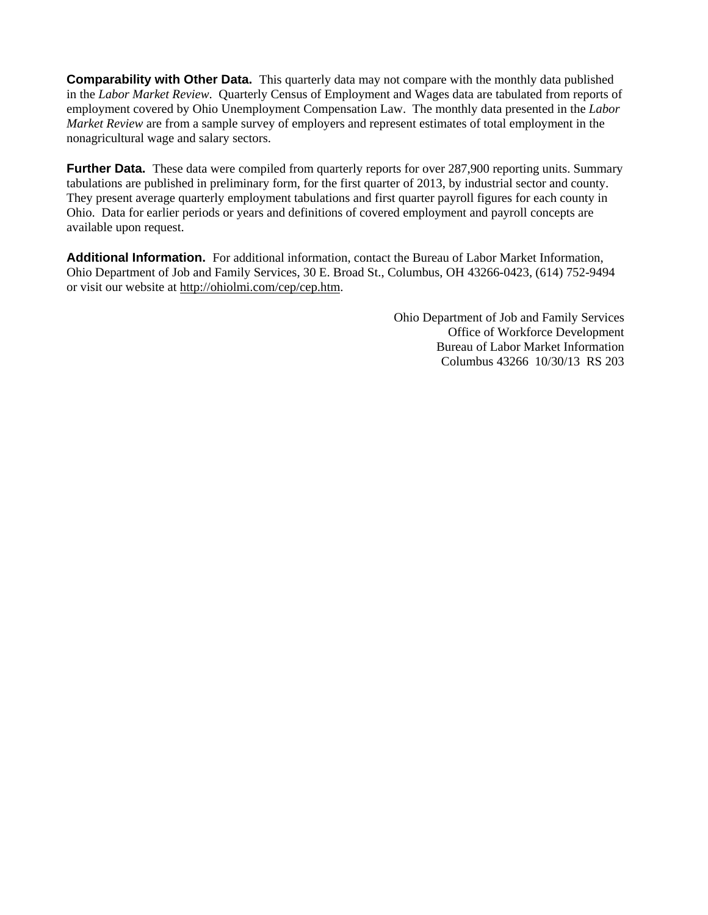**Comparability with Other Data.** This quarterly data may not compare with the monthly data published in the *Labor Market Review*. Quarterly Census of Employment and Wages data are tabulated from reports of employment covered by Ohio Unemployment Compensation Law. The monthly data presented in the *Labor Market Review* are from a sample survey of employers and represent estimates of total employment in the nonagricultural wage and salary sectors.

**Further Data.** These data were compiled from quarterly reports for over 287,900 reporting units. Summary tabulations are published in preliminary form, for the first quarter of 2013, by industrial sector and county. They present average quarterly employment tabulations and first quarter payroll figures for each county in Ohio. Data for earlier periods or years and definitions of covered employment and payroll concepts are available upon request.

**Additional Information.** For additional information, contact the Bureau of Labor Market Information, Ohio Department of Job and Family Services, 30 E. Broad St., Columbus, OH 43266-0423, (614) 752-9494 or visit our website at http://ohiolmi.com/cep/cep.htm.

Ohio Department of Job and Family Services
Office of Workforce Development
Bureau of Labor Market Information
Columbus 43266 10/30/13 RS 203